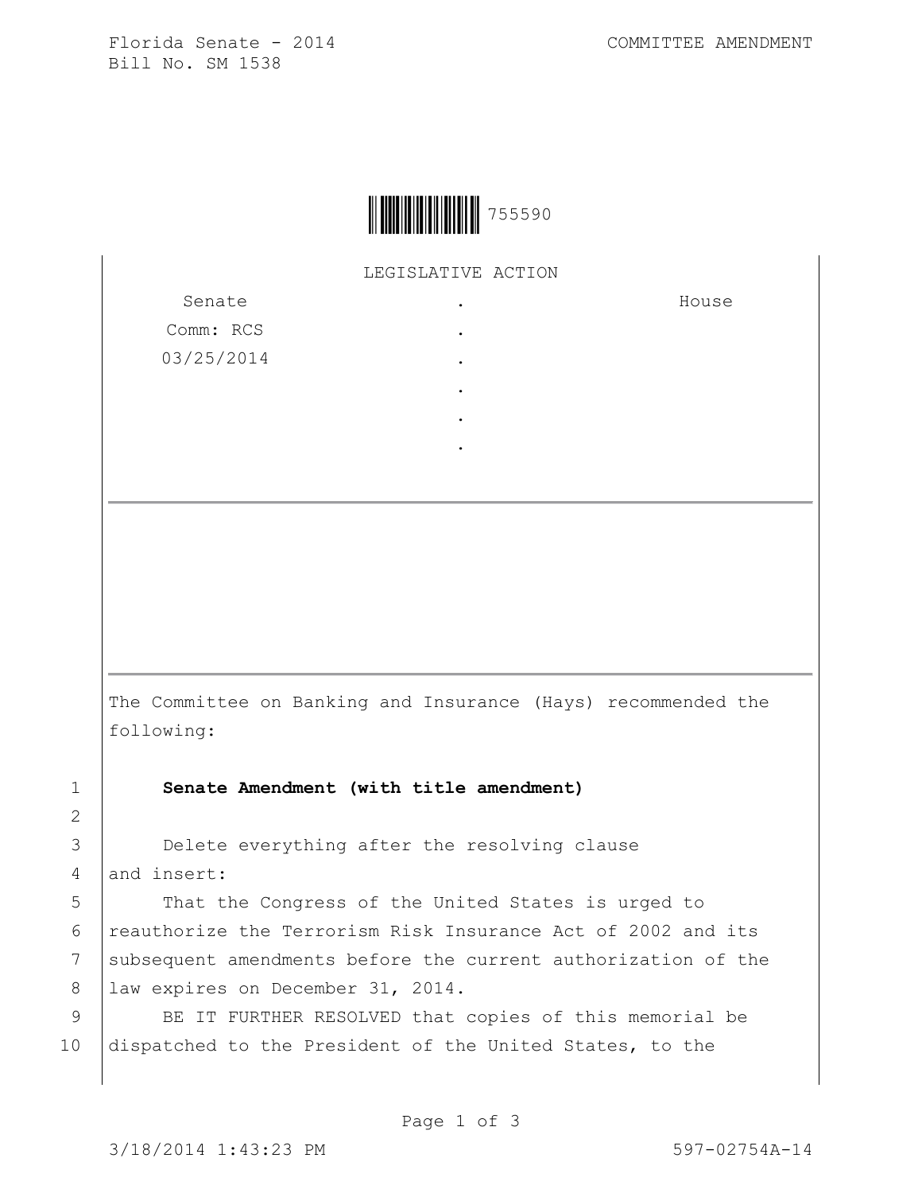Florida Senate - 2014
Bill No. SM 1538

COMMITTEE AMENDMENT

755590

LEGISLATIVE ACTION

| Senate | . | House |
|---|---|---|
| Comm: RCS | . | |
| 03/25/2014 | . | |
| | . | |
| | . | |
| | . | |

The Committee on Banking and Insurance (Hays) recommended the following:

1 **Senate Amendment (with title amendment)**
2
3 Delete everything after the resolving clause
4 and insert:
5 That the Congress of the United States is urged to
6 reauthorize the Terrorism Risk Insurance Act of 2002 and its
7 subsequent amendments before the current authorization of the
8 law expires on December 31, 2014.
9 BE IT FURTHER RESOLVED that copies of this memorial be
10 dispatched to the President of the United States, to the

3/18/2014 1:43:23 PM 597-02754A-14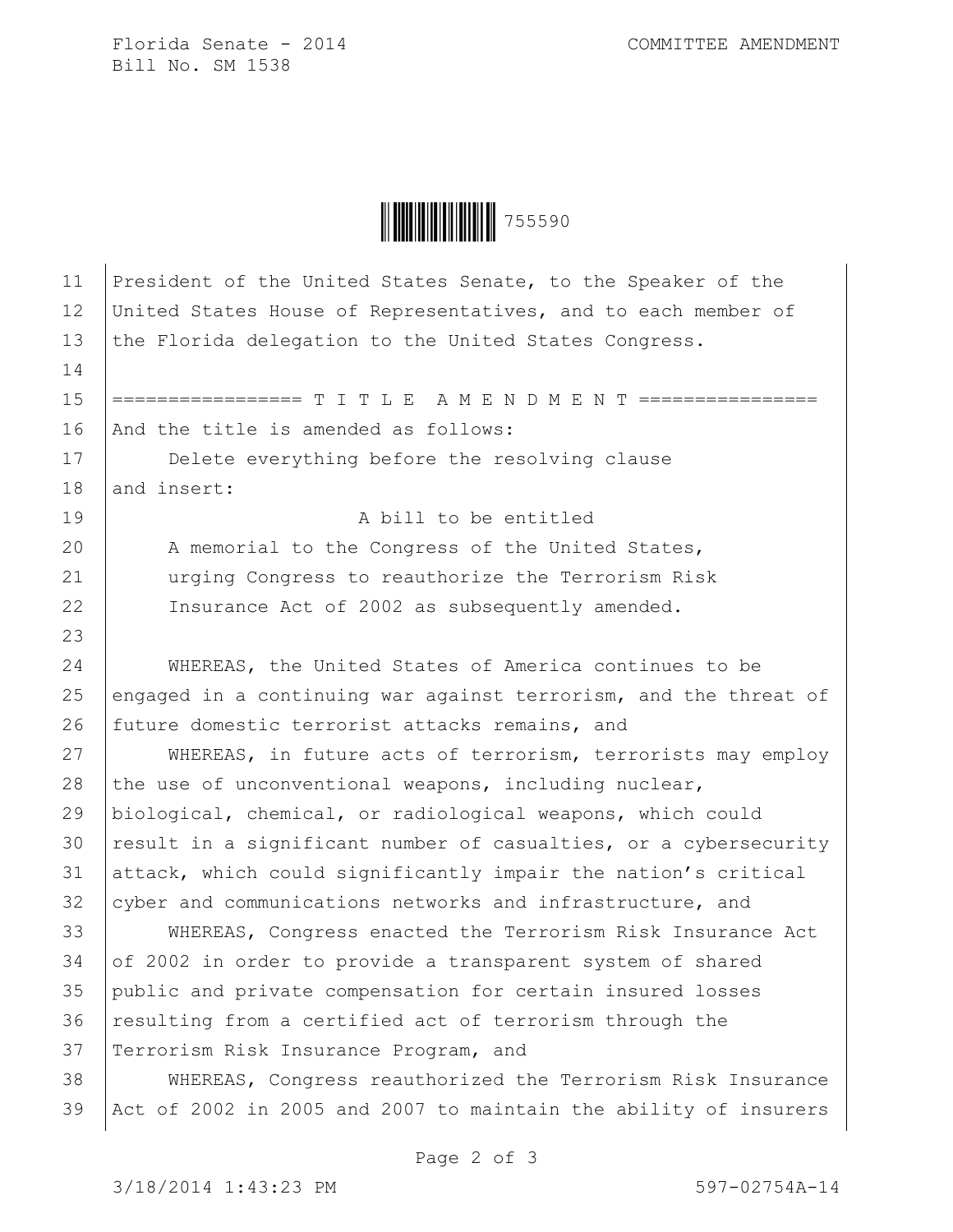President of the United States Senate, to the Speaker of the United States House of Representatives, and to each member of the Florida delegation to the United States Congress.

================= T I T L E A M E N D M E N T ================

And the title is amended as follows:

Delete everything before the resolving clause and insert:

A bill to be entitled

A memorial to the Congress of the United States, urging Congress to reauthorize the Terrorism Risk Insurance Act of 2002 as subsequently amended.

WHEREAS, the United States of America continues to be engaged in a continuing war against terrorism, and the threat of future domestic terrorist attacks remains, and

WHEREAS, in future acts of terrorism, terrorists may employ the use of unconventional weapons, including nuclear, biological, chemical, or radiological weapons, which could result in a significant number of casualties, or a cybersecurity attack, which could significantly impair the nation's critical cyber and communications networks and infrastructure, and

WHEREAS, Congress enacted the Terrorism Risk Insurance Act of 2002 in order to provide a transparent system of shared public and private compensation for certain insured losses resulting from a certified act of terrorism through the Terrorism Risk Insurance Program, and

WHEREAS, Congress reauthorized the Terrorism Risk Insurance Act of 2002 in 2005 and 2007 to maintain the ability of insurers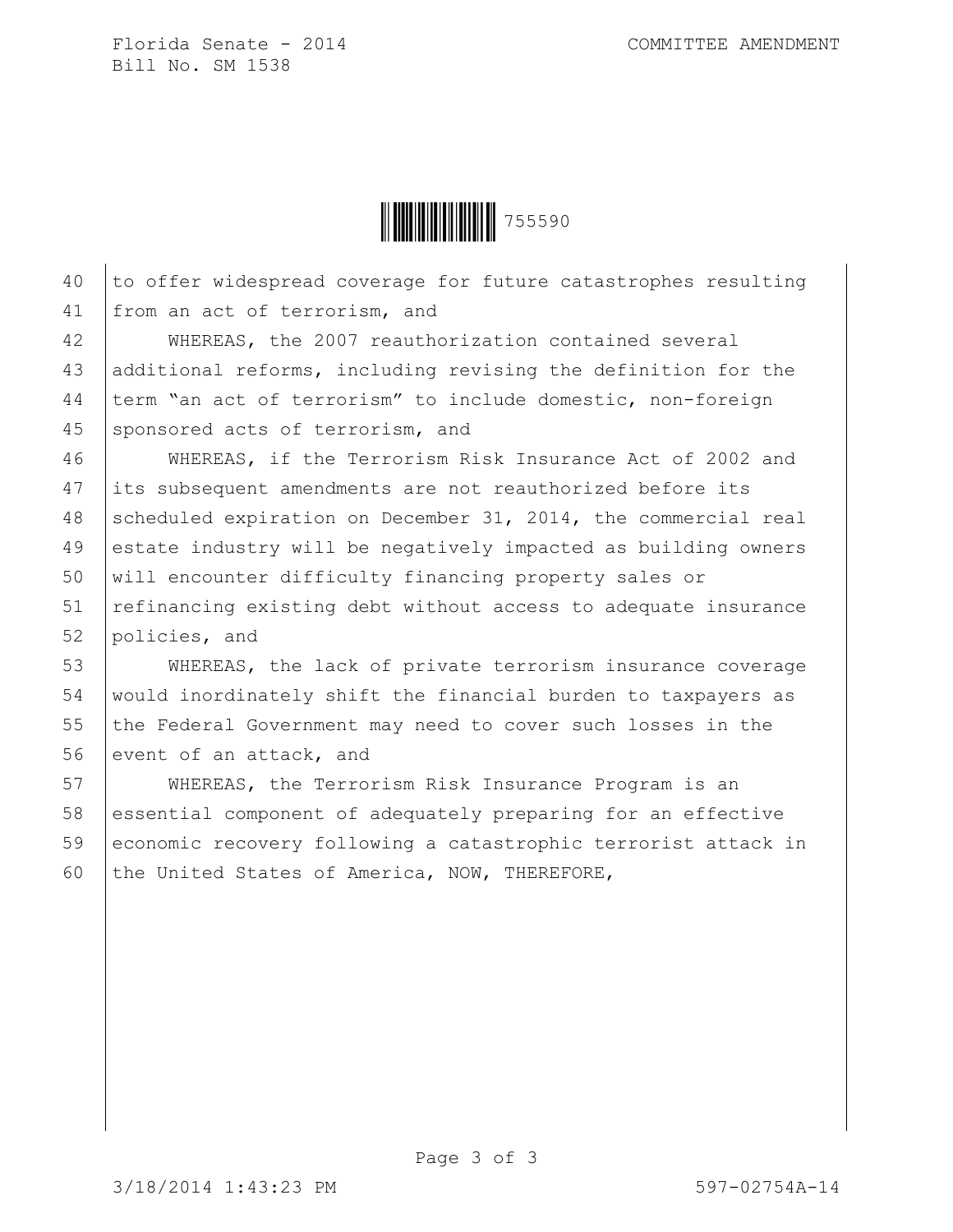to offer widespread coverage for future catastrophes resulting from an act of terrorism, and

WHEREAS, the 2007 reauthorization contained several additional reforms, including revising the definition for the term "an act of terrorism" to include domestic, non-foreign sponsored acts of terrorism, and

WHEREAS, if the Terrorism Risk Insurance Act of 2002 and its subsequent amendments are not reauthorized before its scheduled expiration on December 31, 2014, the commercial real estate industry will be negatively impacted as building owners will encounter difficulty financing property sales or refinancing existing debt without access to adequate insurance policies, and

WHEREAS, the lack of private terrorism insurance coverage would inordinately shift the financial burden to taxpayers as the Federal Government may need to cover such losses in the event of an attack, and

WHEREAS, the Terrorism Risk Insurance Program is an essential component of adequately preparing for an effective economic recovery following a catastrophic terrorist attack in the United States of America, NOW, THEREFORE,